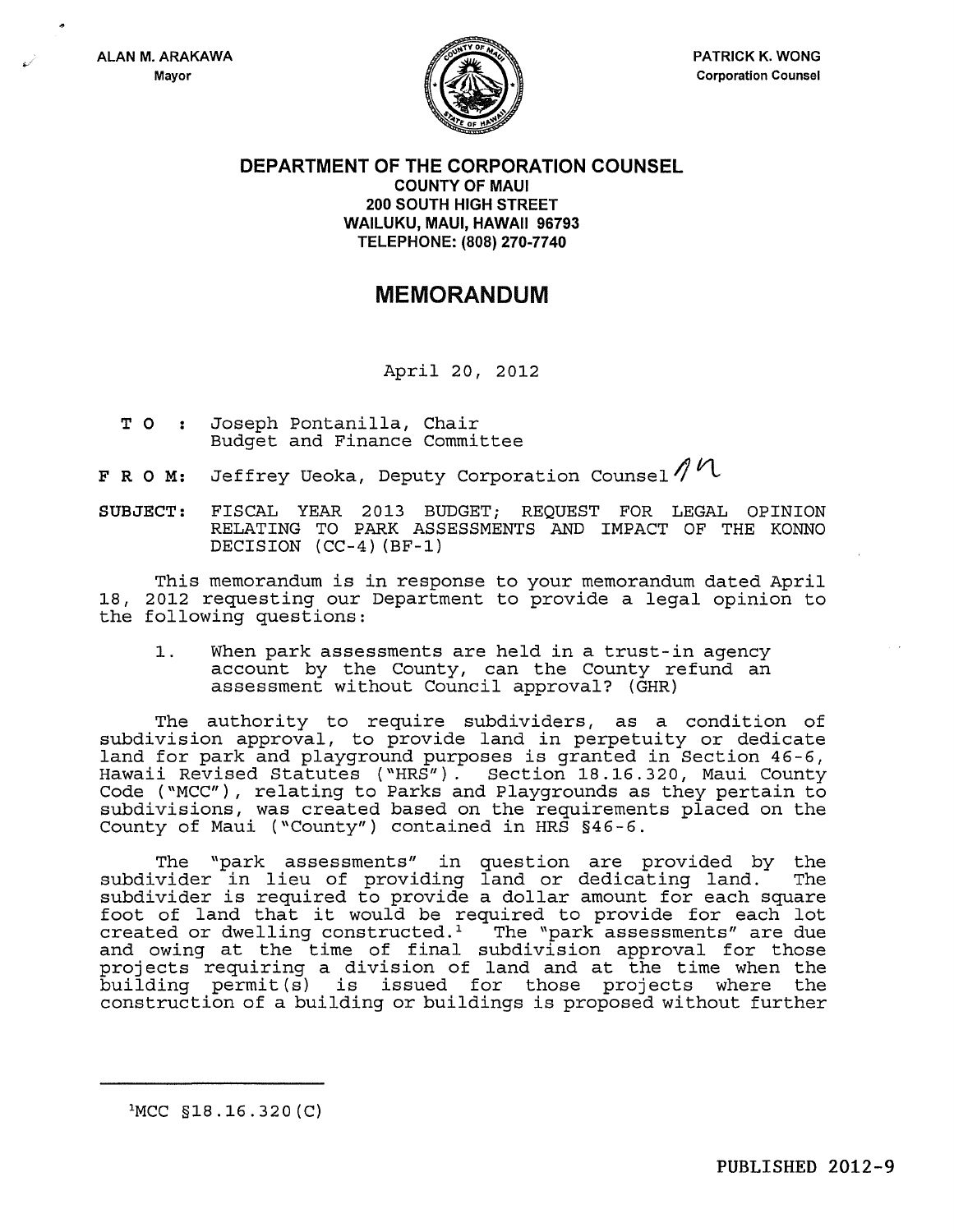ALAN M. ARAKAWA
Mayor

PATRICK K. WONG
Corporation Counsel

**DEPARTMENT OF THE CORPORATION COUNSEL**
**COUNTY OF MAUI**
**200 SOUTH HIGH STREET**
**WAILUKU, MAUI, HAWAII 96793**
**TELEPHONE: (808) 270-7740**

# MEMORANDUM

April 20, 2012

**T O :** Joseph Pontanilla, Chair
Budget and Finance Committee

**F R O M:** Jeffrey Ueoka, Deputy Corporation Counsel

**SUBJECT:** FISCAL YEAR 2013 BUDGET; REQUEST FOR LEGAL OPINION RELATING TO PARK ASSESSMENTS AND IMPACT OF THE KONNO DECISION (CC-4)(BF-1)

This memorandum is in response to your memorandum dated April 18, 2012 requesting our Department to provide a legal opinion to the following questions:

1. When park assessments are held in a trust-in agency account by the County, can the County refund an assessment without Council approval? (GHR)

The authority to require subdividers, as a condition of subdivision approval, to provide land in perpetuity or dedicate land for park and playground purposes is granted in Section 46-6, Hawaii Revised Statutes ("HRS"). Section 18.16.320, Maui County Code ("MCC"), relating to Parks and Playgrounds as they pertain to subdivisions, was created based on the requirements placed on the County of Maui ("County") contained in HRS §46-6.

The "park assessments" in question are provided by the subdivider in lieu of providing land or dedicating land. The subdivider is required to provide a dollar amount for each square foot of land that it would be required to provide for each lot created or dwelling constructed.[1] The "park assessments" are due and owing at the time of final subdivision approval for those projects requiring a division of land and at the time when the building permit(s) is issued for those projects where the construction of a building or buildings is proposed without further

[1] MCC §18.16.320(C)

PUBLISHED 2012-9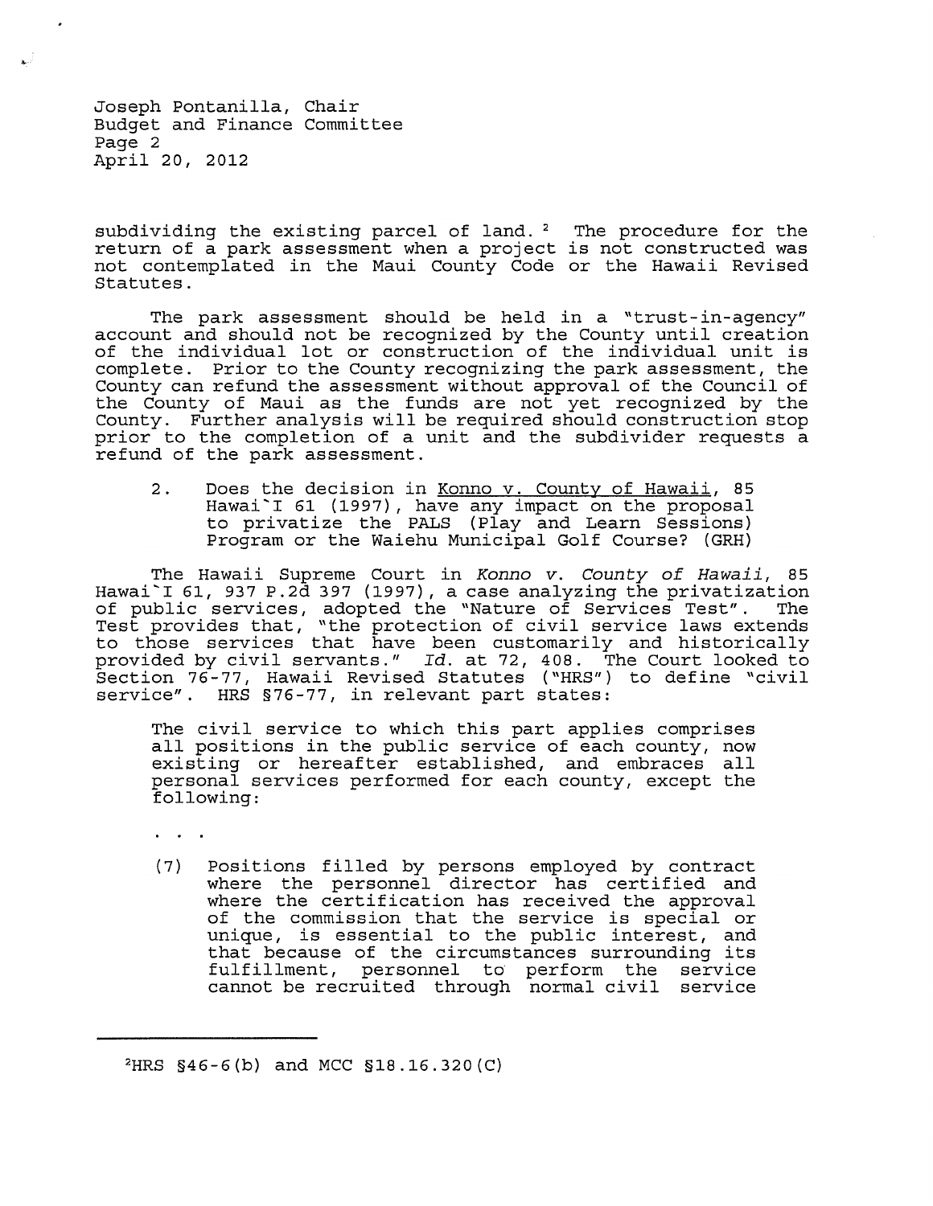subdividing the existing parcel of land. [2] The procedure for the return of a park assessment when a project is not constructed was not contemplated in the Maui County Code or the Hawaii Revised Statutes.

The park assessment should be held in a "trust-in-agency" account and should not be recognized by the County until creation of the individual lot or construction of the individual unit is complete. Prior to the County recognizing the park assessment, the County can refund the assessment without approval of the Council of the County of Maui as the funds are not yet recognized by the County. Further analysis will be required should construction stop prior to the completion of a unit and the subdivider requests a refund of the park assessment.

2. Does the decision in Konno v. County of Hawaii, 85 Hawai`I 61 (1997), have any impact on the proposal to privatize the PALS (Play and Learn Sessions) Program or the Waiehu Municipal Golf Course? (GRH)

The Hawaii Supreme Court in *Konno v. County of Hawaii*, 85 Hawai`I 61, 937 P.2d 397 (1997), a case analyzing the privatization of public services, adopted the "Nature of Services Test". The Test provides that, "the protection of civil service laws extends to those services that have been customarily and historically provided by civil servants." *Id.* at 72, 408. The Court looked to Section 76-77, Hawaii Revised Statutes ("HRS") to define "civil service". HRS §76-77, in relevant part states:

> The civil service to which this part applies comprises all positions in the public service of each county, now existing or hereafter established, and embraces all personal services performed for each county, except the following:
>
> . . .
>
> (7) Positions filled by persons employed by contract where the personnel director has certified and where the certification has received the approval of the commission that the service is special or unique, is essential to the public interest, and that because of the circumstances surrounding its fulfillment, personnel to perform the service cannot be recruited through normal civil service

---

[2] HRS §46-6(b) and MCC §18.16.320(C)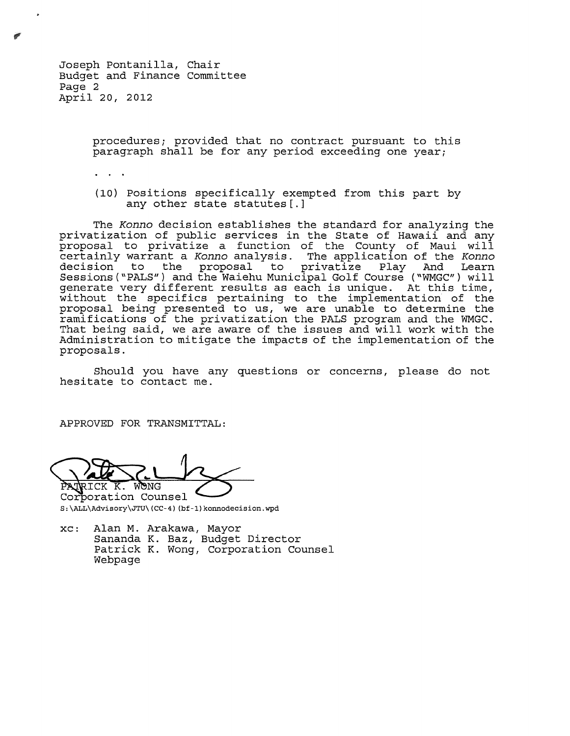procedures; provided that no contract pursuant to this paragraph shall be for any period exceeding one year;

. . .

(10) Positions specifically exempted from this part by any other state statutes[.]

The *Konno* decision establishes the standard for analyzing the privatization of public services in the State of Hawaii and any proposal to privatize a function of the County of Maui will certainly warrant a *Konno* analysis. The application of the *Konno* decision to the proposal to privatize Play And Learn Sessions("PALS") and the Waiehu Municipal Golf Course ("WMGC") will generate very different results as each is unique. At this time, without the specifics pertaining to the implementation of the proposal being presented to us, we are unable to determine the ramifications of the privatization the PALS program and the WMGC. That being said, we are aware of the issues and will work with the Administration to mitigate the impacts of the implementation of the proposals.

Should you have any questions or concerns, please do not hesitate to contact me.

APPROVED FOR TRANSMITTAL:

PATRICK K. WONG
Corporation Counsel

S:\ALL\Advisory\JTU\(CC-4)(bf-1)konnodecision.wpd

xc: Alan M. Arakawa, Mayor
Sananda K. Baz, Budget Director
Patrick K. Wong, Corporation Counsel
Webpage